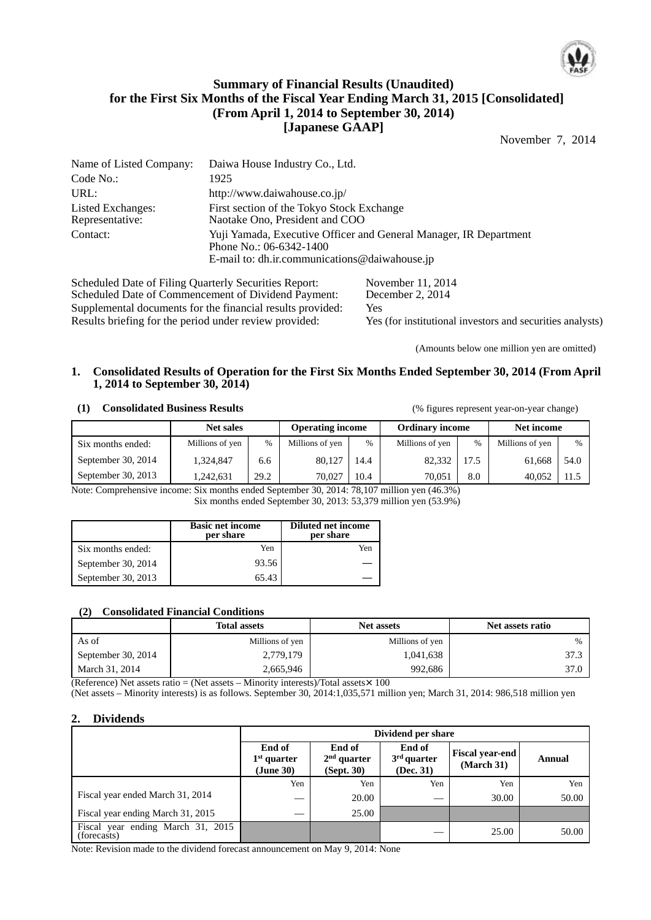# Summary of Financial Results (Unaudited) for the First Six Months of the Fiscal Year Ending March 31, 2015 [Consolidated] (From April 1, 2014 to September 30, 2014) [Japanese GAAP]

November 7, 2014

| | |
|---|---|
| Name of Listed Company: | Daiwa House Industry Co., Ltd. |
| Code No.: | 1925 |
| URL: | http://www.daiwahouse.co.jp/ |
| Listed Exchanges: | First section of the Tokyo Stock Exchange |
| Representative: | Naotake Ono, President and COO |
| Contact: | Yuji Yamada, Executive Officer and General Manager, IR Department<br>Phone No.: 06-6342-1400<br>E-mail to: dh.ir.communications@daiwahouse.jp |

| | |
|---|---|
| Scheduled Date of Filing Quarterly Securities Report: | November 11, 2014 |
| Scheduled Date of Commencement of Dividend Payment: | December 2, 2014 |
| Supplemental documents for the financial results provided: | Yes |
| Results briefing for the period under review provided: | Yes (for institutional investors and securities analysts) |

(Amounts below one million yen are omitted)

## 1. Consolidated Results of Operation for the First Six Months Ended September 30, 2014 (From April 1, 2014 to September 30, 2014)

### (1) Consolidated Business Results

(% figures represent year-on-year change)

| | Net sales | | Operating income | | Ordinary income | | Net income | |
|---|---|---|---|---|---|---|---|---|
| Six months ended: | Millions of yen | % | Millions of yen | % | Millions of yen | % | Millions of yen | % |
| September 30, 2014 | 1,324,847 | 6.6 | 80,127 | 14.4 | 82,332 | 17.5 | 61,668 | 54.0 |
| September 30, 2013 | 1,242,631 | 29.2 | 70,027 | 10.4 | 70,051 | 8.0 | 40,052 | 11.5 |

Note: Comprehensive income: Six months ended September 30, 2014: 78,107 million yen (46.3%)
Six months ended September 30, 2013: 53,379 million yen (53.9%)

| | Basic net income per share | Diluted net income per share |
|---|---|---|
| Six months ended: | Yen | Yen |
| September 30, 2014 | 93.56 | — |
| September 30, 2013 | 65.43 | — |

### (2) Consolidated Financial Conditions

| | Total assets | Net assets | Net assets ratio |
|---|---|---|---|
| As of | Millions of yen | Millions of yen | % |
| September 30, 2014 | 2,779,179 | 1,041,638 | 37.3 |
| March 31, 2014 | 2,665,946 | 992,686 | 37.0 |

(Reference) Net assets ratio = (Net assets – Minority interests)/Total assets× 100
(Net assets – Minority interests) is as follows. September 30, 2014:1,035,571 million yen; March 31, 2014: 986,518 million yen

## 2. Dividends

| | Dividend per share | | | | |
|---|---|---|---|---|---|
| | End of 1st quarter (June 30) | End of 2nd quarter (Sept. 30) | End of 3rd quarter (Dec. 31) | Fiscal year-end (March 31) | Annual |
| | Yen | Yen | Yen | Yen | Yen |
| Fiscal year ended March 31, 2014 | — | 20.00 | — | 30.00 | 50.00 |
| Fiscal year ending March 31, 2015 | — | 25.00 | | | |
| Fiscal year ending March 31, 2015 (forecasts) | | | — | 25.00 | 50.00 |

Note: Revision made to the dividend forecast announcement on May 9, 2014: None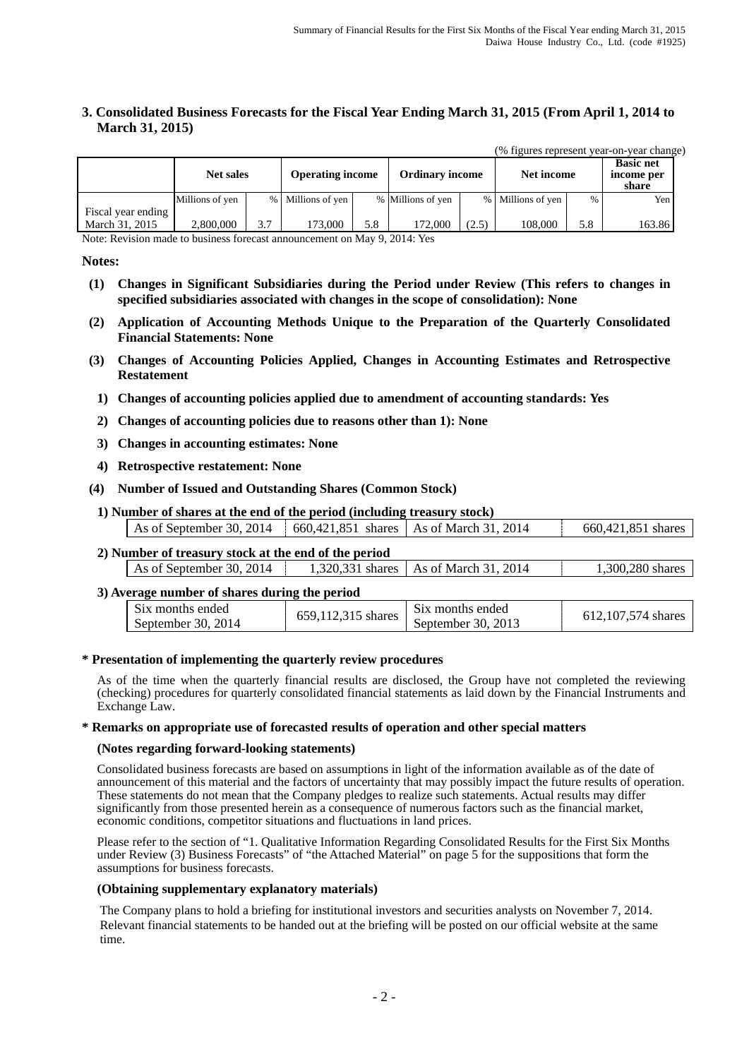### 3. Consolidated Business Forecasts for the Fiscal Year Ending March 31, 2015 (From April 1, 2014 to March 31, 2015)

(% figures represent year-on-year change)

| | Net sales | | Operating income | | Ordinary income | | Net income | | Basic net income per share |
|---|---|---|---|---|---|---|---|---|---|
| | Millions of yen | % | Millions of yen | % | Millions of yen | % | Millions of yen | % | Yen |
| Fiscal year ending March 31, 2015 | 2,800,000 | 3.7 | 173,000 | 5.8 | 172,000 | (2.5) | 108,000 | 5.8 | 163.86 |

Note: Revision made to business forecast announcement on May 9, 2014: Yes

**Notes:**

**(1) Changes in Significant Subsidiaries during the Period under Review (This refers to changes in specified subsidiaries associated with changes in the scope of consolidation): None**

**(2) Application of Accounting Methods Unique to the Preparation of the Quarterly Consolidated Financial Statements: None**

**(3) Changes of Accounting Policies Applied, Changes in Accounting Estimates and Retrospective Restatement**

**1) Changes of accounting policies applied due to amendment of accounting standards: Yes**

**2) Changes of accounting policies due to reasons other than 1): None**

**3) Changes in accounting estimates: None**

**4) Retrospective restatement: None**

**(4) Number of Issued and Outstanding Shares (Common Stock)**

**1) Number of shares at the end of the period (including treasury stock)**

| As of September 30, 2014 | 660,421,851 shares | As of March 31, 2014 | 660,421,851 shares |
|---|---|---|---|

**2) Number of treasury stock at the end of the period**

| As of September 30, 2014 | 1,320,331 shares | As of March 31, 2014 | 1,300,280 shares |
|---|---|---|---|

**3) Average number of shares during the period**

| Six months ended September 30, 2014 | 659,112,315 shares | Six months ended September 30, 2013 | 612,107,574 shares |
|---|---|---|---|

**\* Presentation of implementing the quarterly review procedures**

As of the time when the quarterly financial results are disclosed, the Group have not completed the reviewing (checking) procedures for quarterly consolidated financial statements as laid down by the Financial Instruments and Exchange Law.

**\* Remarks on appropriate use of forecasted results of operation and other special matters**

**(Notes regarding forward-looking statements)**

Consolidated business forecasts are based on assumptions in light of the information available as of the date of announcement of this material and the factors of uncertainty that may possibly impact the future results of operation. These statements do not mean that the Company pledges to realize such statements. Actual results may differ significantly from those presented herein as a consequence of numerous factors such as the financial market, economic conditions, competitor situations and fluctuations in land prices.

Please refer to the section of "1. Qualitative Information Regarding Consolidated Results for the First Six Months under Review (3) Business Forecasts" of "the Attached Material" on page 5 for the suppositions that form the assumptions for business forecasts.

**(Obtaining supplementary explanatory materials)**

The Company plans to hold a briefing for institutional investors and securities analysts on November 7, 2014. Relevant financial statements to be handed out at the briefing will be posted on our official website at the same time.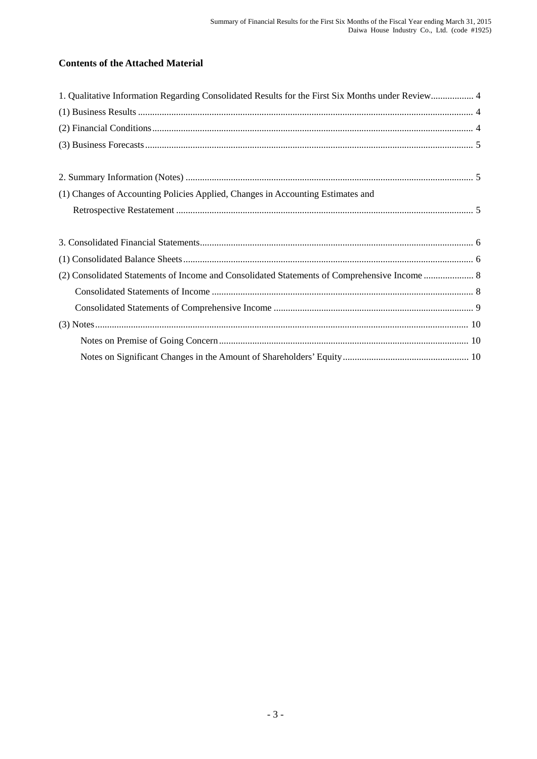## Contents of the Attached Material

1. Qualitative Information Regarding Consolidated Results for the First Six Months under Review.................. 4
(1) Business Results ............................................................................................................................ 4
(2) Financial Conditions...................................................................................................................... 4
(3) Business Forecasts......................................................................................................................... 5

2. Summary Information (Notes) ........................................................................................................ 5
(1) Changes of Accounting Policies Applied, Changes in Accounting Estimates and
Retrospective Restatement ............................................................................................................ 5

3. Consolidated Financial Statements.................................................................................................. 6
(1) Consolidated Balance Sheets......................................................................................................... 6
(2) Consolidated Statements of Income and Consolidated Statements of Comprehensive Income ..................... 8
Consolidated Statements of Income ............................................................................................. 8
Consolidated Statements of Comprehensive Income .................................................................... 9
(3) Notes.......................................................................................................................................... 10
Notes on Premise of Going Concern......................................................................................... 10
Notes on Significant Changes in the Amount of Shareholders' Equity..................................................... 10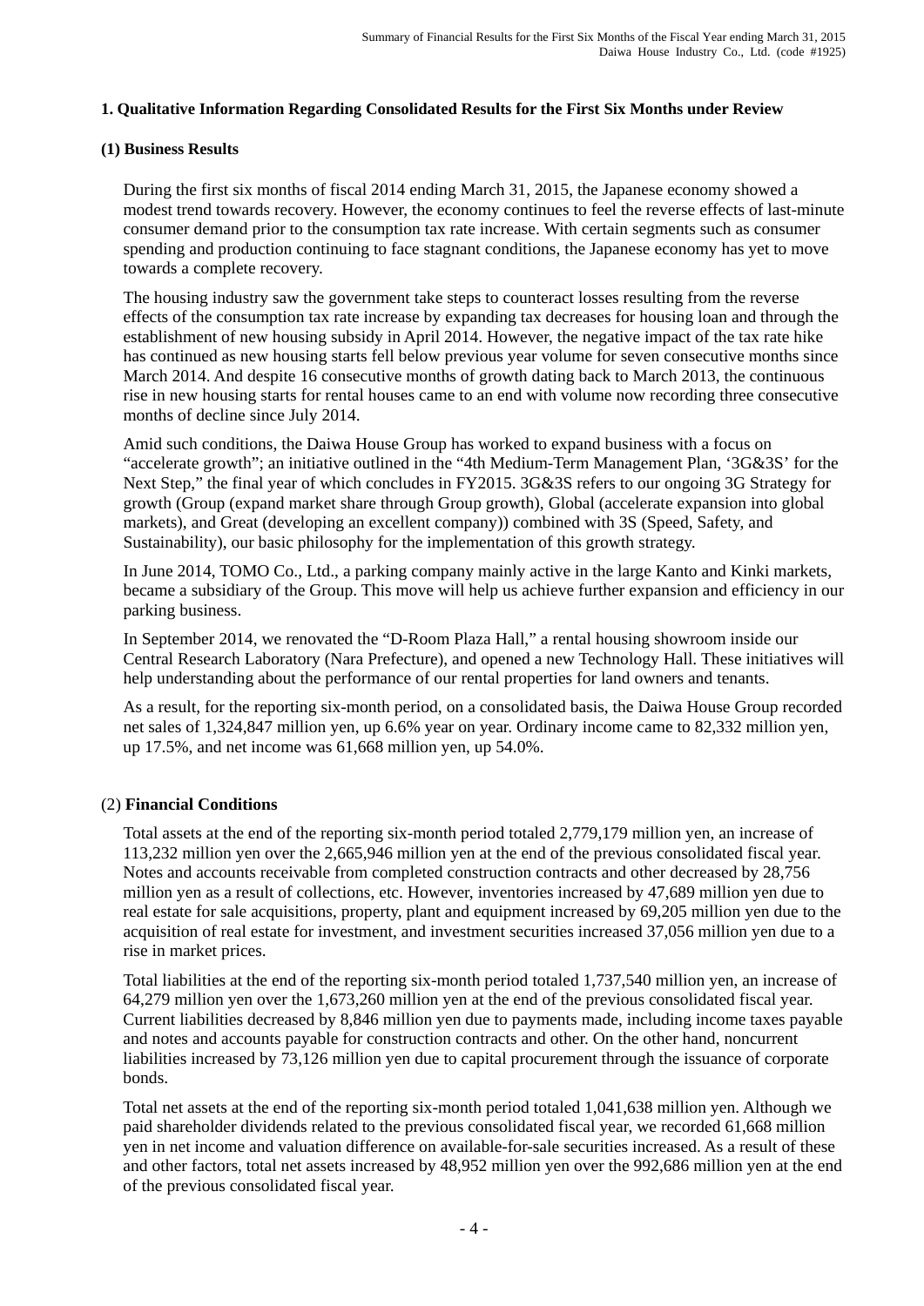## 1. Qualitative Information Regarding Consolidated Results for the First Six Months under Review

### (1) Business Results

During the first six months of fiscal 2014 ending March 31, 2015, the Japanese economy showed a modest trend towards recovery. However, the economy continues to feel the reverse effects of last-minute consumer demand prior to the consumption tax rate increase. With certain segments such as consumer spending and production continuing to face stagnant conditions, the Japanese economy has yet to move towards a complete recovery.

The housing industry saw the government take steps to counteract losses resulting from the reverse effects of the consumption tax rate increase by expanding tax decreases for housing loan and through the establishment of new housing subsidy in April 2014. However, the negative impact of the tax rate hike has continued as new housing starts fell below previous year volume for seven consecutive months since March 2014. And despite 16 consecutive months of growth dating back to March 2013, the continuous rise in new housing starts for rental houses came to an end with volume now recording three consecutive months of decline since July 2014.

Amid such conditions, the Daiwa House Group has worked to expand business with a focus on "accelerate growth"; an initiative outlined in the "4th Medium-Term Management Plan, '3G&3S' for the Next Step," the final year of which concludes in FY2015. 3G&3S refers to our ongoing 3G Strategy for growth (Group (expand market share through Group growth), Global (accelerate expansion into global markets), and Great (developing an excellent company)) combined with 3S (Speed, Safety, and Sustainability), our basic philosophy for the implementation of this growth strategy.

In June 2014, TOMO Co., Ltd., a parking company mainly active in the large Kanto and Kinki markets, became a subsidiary of the Group. This move will help us achieve further expansion and efficiency in our parking business.

In September 2014, we renovated the "D-Room Plaza Hall," a rental housing showroom inside our Central Research Laboratory (Nara Prefecture), and opened a new Technology Hall. These initiatives will help understanding about the performance of our rental properties for land owners and tenants.

As a result, for the reporting six-month period, on a consolidated basis, the Daiwa House Group recorded net sales of 1,324,847 million yen, up 6.6% year on year. Ordinary income came to 82,332 million yen, up 17.5%, and net income was 61,668 million yen, up 54.0%.

### (2) Financial Conditions

Total assets at the end of the reporting six-month period totaled 2,779,179 million yen, an increase of 113,232 million yen over the 2,665,946 million yen at the end of the previous consolidated fiscal year. Notes and accounts receivable from completed construction contracts and other decreased by 28,756 million yen as a result of collections, etc. However, inventories increased by 47,689 million yen due to real estate for sale acquisitions, property, plant and equipment increased by 69,205 million yen due to the acquisition of real estate for investment, and investment securities increased 37,056 million yen due to a rise in market prices.

Total liabilities at the end of the reporting six-month period totaled 1,737,540 million yen, an increase of 64,279 million yen over the 1,673,260 million yen at the end of the previous consolidated fiscal year. Current liabilities decreased by 8,846 million yen due to payments made, including income taxes payable and notes and accounts payable for construction contracts and other. On the other hand, noncurrent liabilities increased by 73,126 million yen due to capital procurement through the issuance of corporate bonds.

Total net assets at the end of the reporting six-month period totaled 1,041,638 million yen. Although we paid shareholder dividends related to the previous consolidated fiscal year, we recorded 61,668 million yen in net income and valuation difference on available-for-sale securities increased. As a result of these and other factors, total net assets increased by 48,952 million yen over the 992,686 million yen at the end of the previous consolidated fiscal year.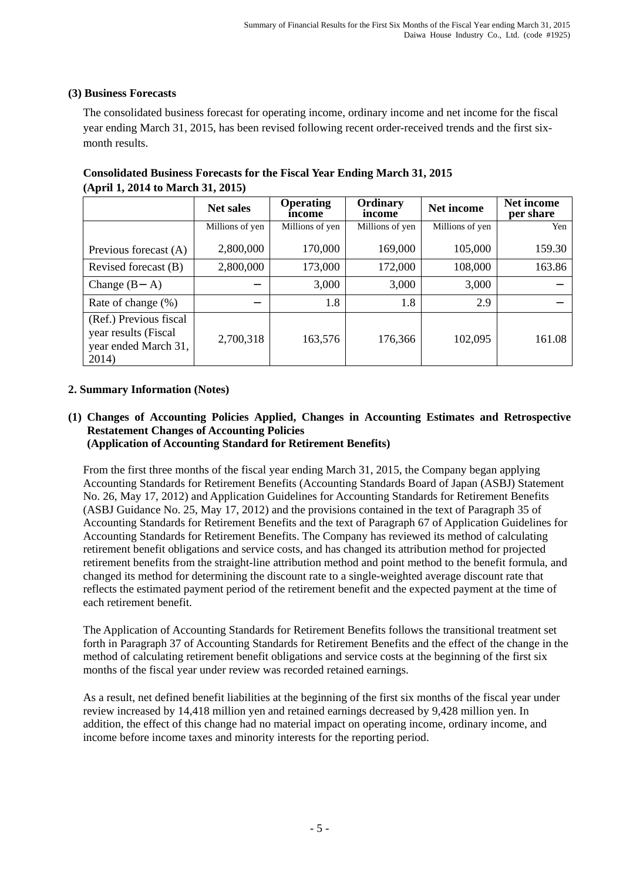### (3) Business Forecasts

The consolidated business forecast for operating income, ordinary income and net income for the fiscal year ending March 31, 2015, has been revised following recent order-received trends and the first six-month results.

**Consolidated Business Forecasts for the Fiscal Year Ending March 31, 2015**
**(April 1, 2014 to March 31, 2015)**

| | Net sales | Operating income | Ordinary income | Net income | Net income per share |
|---|---|---|---|---|---|
| | Millions of yen | Millions of yen | Millions of yen | Millions of yen | Yen |
| Previous forecast (A) | 2,800,000 | 170,000 | 169,000 | 105,000 | 159.30 |
| Revised forecast (B) | 2,800,000 | 173,000 | 172,000 | 108,000 | 163.86 |
| Change (B－A) | － | 3,000 | 3,000 | 3,000 | － |
| Rate of change (%) | － | 1.8 | 1.8 | 2.9 | － |
| (Ref.) Previous fiscal year results (Fiscal year ended March 31, 2014) | 2,700,318 | 163,576 | 176,366 | 102,095 | 161.08 |

## 2. Summary Information (Notes)

### (1) Changes of Accounting Policies Applied, Changes in Accounting Estimates and Retrospective Restatement Changes of Accounting Policies (Application of Accounting Standard for Retirement Benefits)

From the first three months of the fiscal year ending March 31, 2015, the Company began applying Accounting Standards for Retirement Benefits (Accounting Standards Board of Japan (ASBJ) Statement No. 26, May 17, 2012) and Application Guidelines for Accounting Standards for Retirement Benefits (ASBJ Guidance No. 25, May 17, 2012) and the provisions contained in the text of Paragraph 35 of Accounting Standards for Retirement Benefits and the text of Paragraph 67 of Application Guidelines for Accounting Standards for Retirement Benefits. The Company has reviewed its method of calculating retirement benefit obligations and service costs, and has changed its attribution method for projected retirement benefits from the straight-line attribution method and point method to the benefit formula, and changed its method for determining the discount rate to a single-weighted average discount rate that reflects the estimated payment period of the retirement benefit and the expected payment at the time of each retirement benefit.

The Application of Accounting Standards for Retirement Benefits follows the transitional treatment set forth in Paragraph 37 of Accounting Standards for Retirement Benefits and the effect of the change in the method of calculating retirement benefit obligations and service costs at the beginning of the first six months of the fiscal year under review was recorded retained earnings.

As a result, net defined benefit liabilities at the beginning of the first six months of the fiscal year under review increased by 14,418 million yen and retained earnings decreased by 9,428 million yen. In addition, the effect of this change had no material impact on operating income, ordinary income, and income before income taxes and minority interests for the reporting period.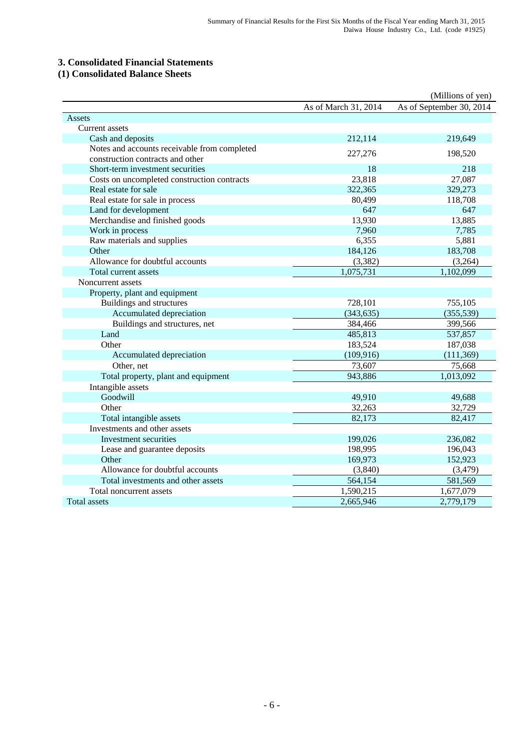## 3. Consolidated Financial Statements

### (1) Consolidated Balance Sheets

(Millions of yen)

| | As of March 31, 2014 | As of September 30, 2014 |
|---|---|---|
| Assets | | |
| Current assets | | |
| Cash and deposits | 212,114 | 219,649 |
| Notes and accounts receivable from completed construction contracts and other | 227,276 | 198,520 |
| Short-term investment securities | 18 | 218 |
| Costs on uncompleted construction contracts | 23,818 | 27,087 |
| Real estate for sale | 322,365 | 329,273 |
| Real estate for sale in process | 80,499 | 118,708 |
| Land for development | 647 | 647 |
| Merchandise and finished goods | 13,930 | 13,885 |
| Work in process | 7,960 | 7,785 |
| Raw materials and supplies | 6,355 | 5,881 |
| Other | 184,126 | 183,708 |
| Allowance for doubtful accounts | (3,382) | (3,264) |
| Total current assets | 1,075,731 | 1,102,099 |
| Noncurrent assets | | |
| Property, plant and equipment | | |
| Buildings and structures | 728,101 | 755,105 |
| Accumulated depreciation | (343,635) | (355,539) |
| Buildings and structures, net | 384,466 | 399,566 |
| Land | 485,813 | 537,857 |
| Other | 183,524 | 187,038 |
| Accumulated depreciation | (109,916) | (111,369) |
| Other, net | 73,607 | 75,668 |
| Total property, plant and equipment | 943,886 | 1,013,092 |
| Intangible assets | | |
| Goodwill | 49,910 | 49,688 |
| Other | 32,263 | 32,729 |
| Total intangible assets | 82,173 | 82,417 |
| Investments and other assets | | |
| Investment securities | 199,026 | 236,082 |
| Lease and guarantee deposits | 198,995 | 196,043 |
| Other | 169,973 | 152,923 |
| Allowance for doubtful accounts | (3,840) | (3,479) |
| Total investments and other assets | 564,154 | 581,569 |
| Total noncurrent assets | 1,590,215 | 1,677,079 |
| Total assets | 2,665,946 | 2,779,179 |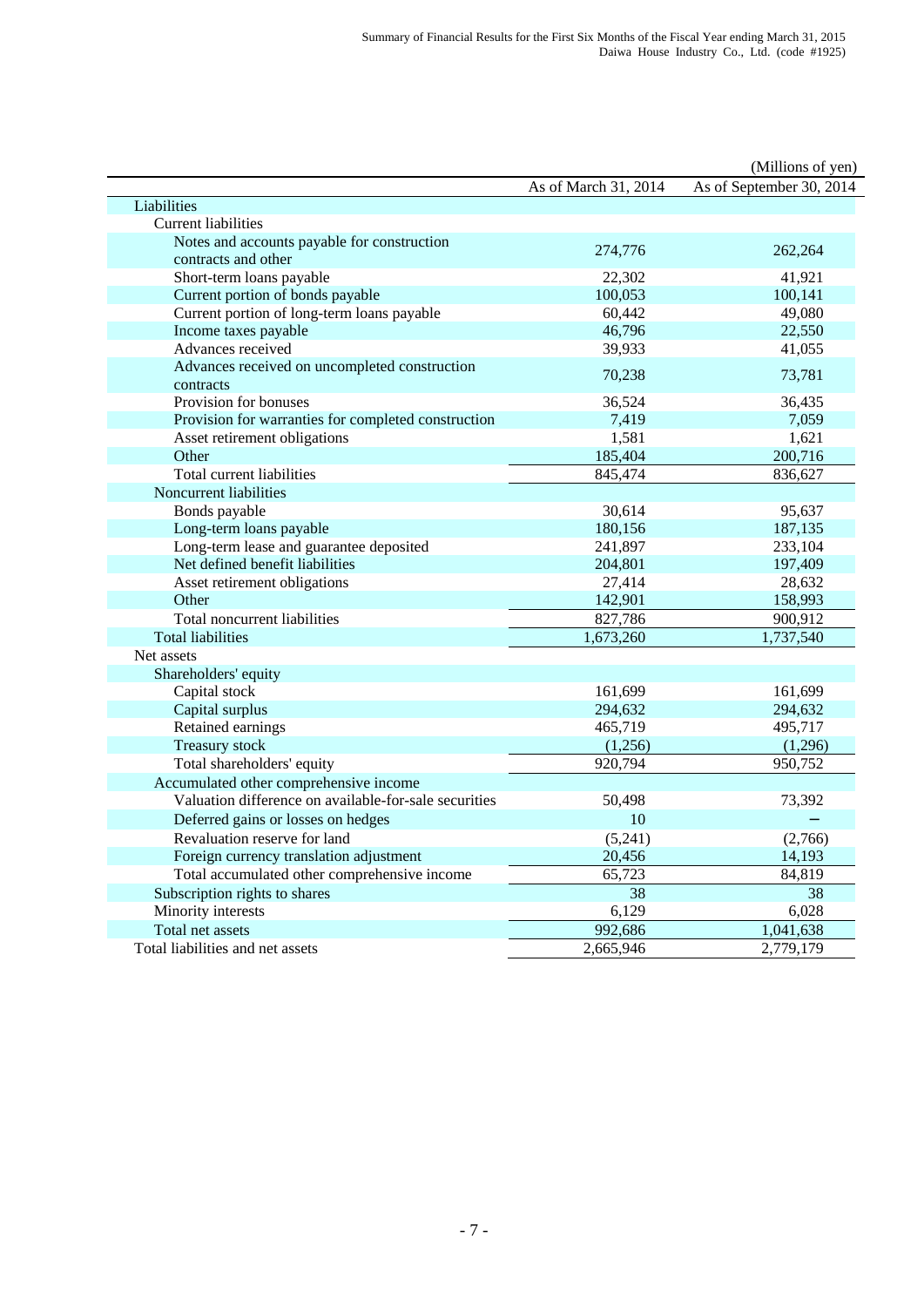(Millions of yen)

| | As of March 31, 2014 | As of September 30, 2014 |
|---|---|---|
| Liabilities | | |
| Current liabilities | | |
| Notes and accounts payable for construction contracts and other | 274,776 | 262,264 |
| Short-term loans payable | 22,302 | 41,921 |
| Current portion of bonds payable | 100,053 | 100,141 |
| Current portion of long-term loans payable | 60,442 | 49,080 |
| Income taxes payable | 46,796 | 22,550 |
| Advances received | 39,933 | 41,055 |
| Advances received on uncompleted construction contracts | 70,238 | 73,781 |
| Provision for bonuses | 36,524 | 36,435 |
| Provision for warranties for completed construction | 7,419 | 7,059 |
| Asset retirement obligations | 1,581 | 1,621 |
| Other | 185,404 | 200,716 |
| Total current liabilities | 845,474 | 836,627 |
| Noncurrent liabilities | | |
| Bonds payable | 30,614 | 95,637 |
| Long-term loans payable | 180,156 | 187,135 |
| Long-term lease and guarantee deposited | 241,897 | 233,104 |
| Net defined benefit liabilities | 204,801 | 197,409 |
| Asset retirement obligations | 27,414 | 28,632 |
| Other | 142,901 | 158,993 |
| Total noncurrent liabilities | 827,786 | 900,912 |
| Total liabilities | 1,673,260 | 1,737,540 |
| Net assets | | |
| Shareholders' equity | | |
| Capital stock | 161,699 | 161,699 |
| Capital surplus | 294,632 | 294,632 |
| Retained earnings | 465,719 | 495,717 |
| Treasury stock | (1,256) | (1,296) |
| Total shareholders' equity | 920,794 | 950,752 |
| Accumulated other comprehensive income | | |
| Valuation difference on available-for-sale securities | 50,498 | 73,392 |
| Deferred gains or losses on hedges | 10 | − |
| Revaluation reserve for land | (5,241) | (2,766) |
| Foreign currency translation adjustment | 20,456 | 14,193 |
| Total accumulated other comprehensive income | 65,723 | 84,819 |
| Subscription rights to shares | 38 | 38 |
| Minority interests | 6,129 | 6,028 |
| Total net assets | 992,686 | 1,041,638 |
| Total liabilities and net assets | 2,665,946 | 2,779,179 |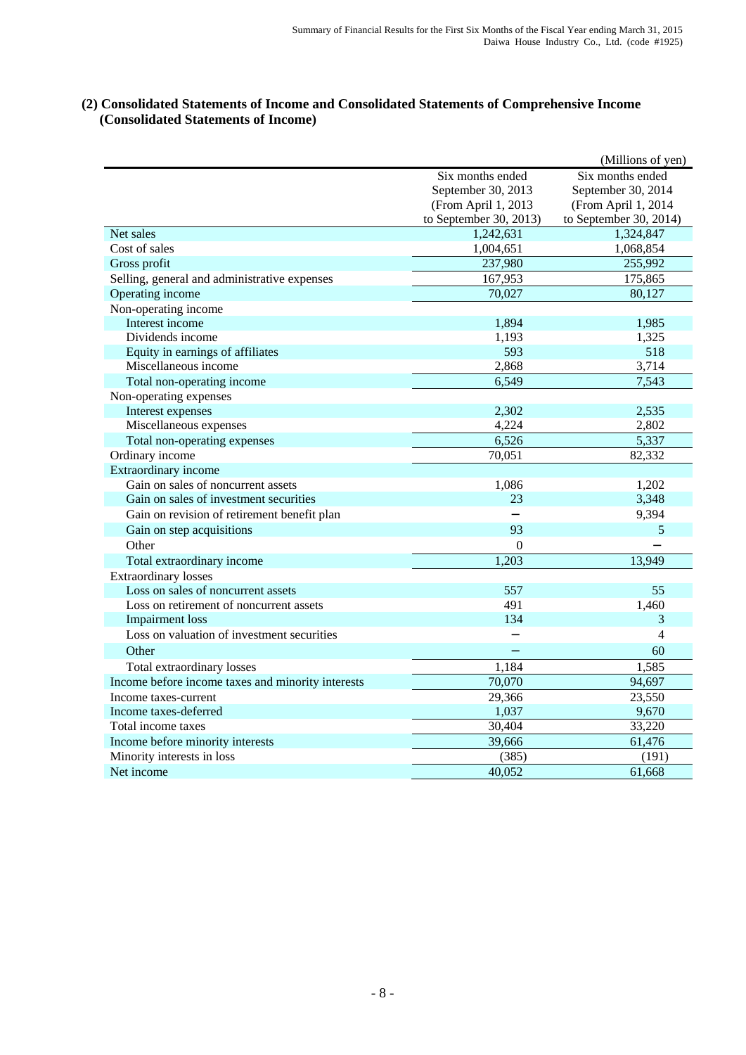## (2) Consolidated Statements of Income and Consolidated Statements of Comprehensive Income (Consolidated Statements of Income)

(Millions of yen)

| | Six months ended September 30, 2013 (From April 1, 2013 to September 30, 2013) | Six months ended September 30, 2014 (From April 1, 2014 to September 30, 2014) |
|---|---|---|
| Net sales | 1,242,631 | 1,324,847 |
| Cost of sales | 1,004,651 | 1,068,854 |
| Gross profit | 237,980 | 255,992 |
| Selling, general and administrative expenses | 167,953 | 175,865 |
| Operating income | 70,027 | 80,127 |
| Non-operating income | | |
| Interest income | 1,894 | 1,985 |
| Dividends income | 1,193 | 1,325 |
| Equity in earnings of affiliates | 593 | 518 |
| Miscellaneous income | 2,868 | 3,714 |
| Total non-operating income | 6,549 | 7,543 |
| Non-operating expenses | | |
| Interest expenses | 2,302 | 2,535 |
| Miscellaneous expenses | 4,224 | 2,802 |
| Total non-operating expenses | 6,526 | 5,337 |
| Ordinary income | 70,051 | 82,332 |
| Extraordinary income | | |
| Gain on sales of noncurrent assets | 1,086 | 1,202 |
| Gain on sales of investment securities | 23 | 3,348 |
| Gain on revision of retirement benefit plan | − | 9,394 |
| Gain on step acquisitions | 93 | 5 |
| Other | 0 | − |
| Total extraordinary income | 1,203 | 13,949 |
| Extraordinary losses | | |
| Loss on sales of noncurrent assets | 557 | 55 |
| Loss on retirement of noncurrent assets | 491 | 1,460 |
| Impairment loss | 134 | 3 |
| Loss on valuation of investment securities | − | 4 |
| Other | − | 60 |
| Total extraordinary losses | 1,184 | 1,585 |
| Income before income taxes and minority interests | 70,070 | 94,697 |
| Income taxes-current | 29,366 | 23,550 |
| Income taxes-deferred | 1,037 | 9,670 |
| Total income taxes | 30,404 | 33,220 |
| Income before minority interests | 39,666 | 61,476 |
| Minority interests in loss | (385) | (191) |
| Net income | 40,052 | 61,668 |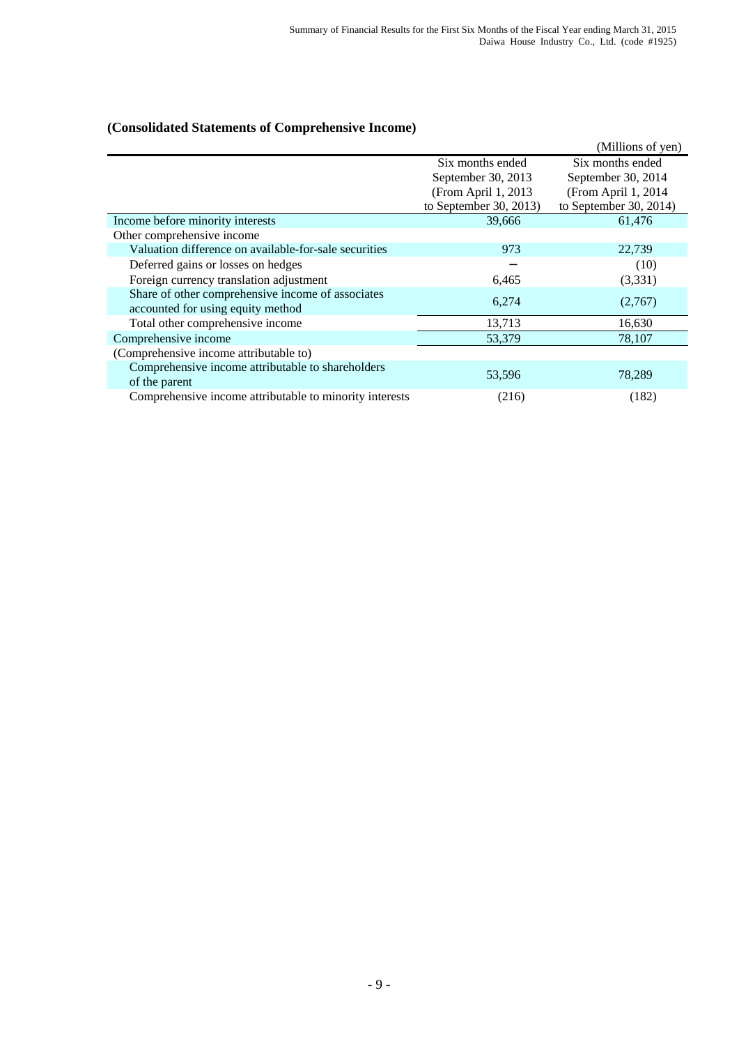### (Consolidated Statements of Comprehensive Income)

(Millions of yen)

| | Six months ended September 30, 2013 (From April 1, 2013 to September 30, 2013) | Six months ended September 30, 2014 (From April 1, 2014 to September 30, 2014) |
|---|---|---|
| Income before minority interests | 39,666 | 61,476 |
| Other comprehensive income | | |
| Valuation difference on available-for-sale securities | 973 | 22,739 |
| Deferred gains or losses on hedges | – | (10) |
| Foreign currency translation adjustment | 6,465 | (3,331) |
| Share of other comprehensive income of associates accounted for using equity method | 6,274 | (2,767) |
| Total other comprehensive income | 13,713 | 16,630 |
| Comprehensive income | 53,379 | 78,107 |
| (Comprehensive income attributable to) | | |
| Comprehensive income attributable to shareholders of the parent | 53,596 | 78,289 |
| Comprehensive income attributable to minority interests | (216) | (182) |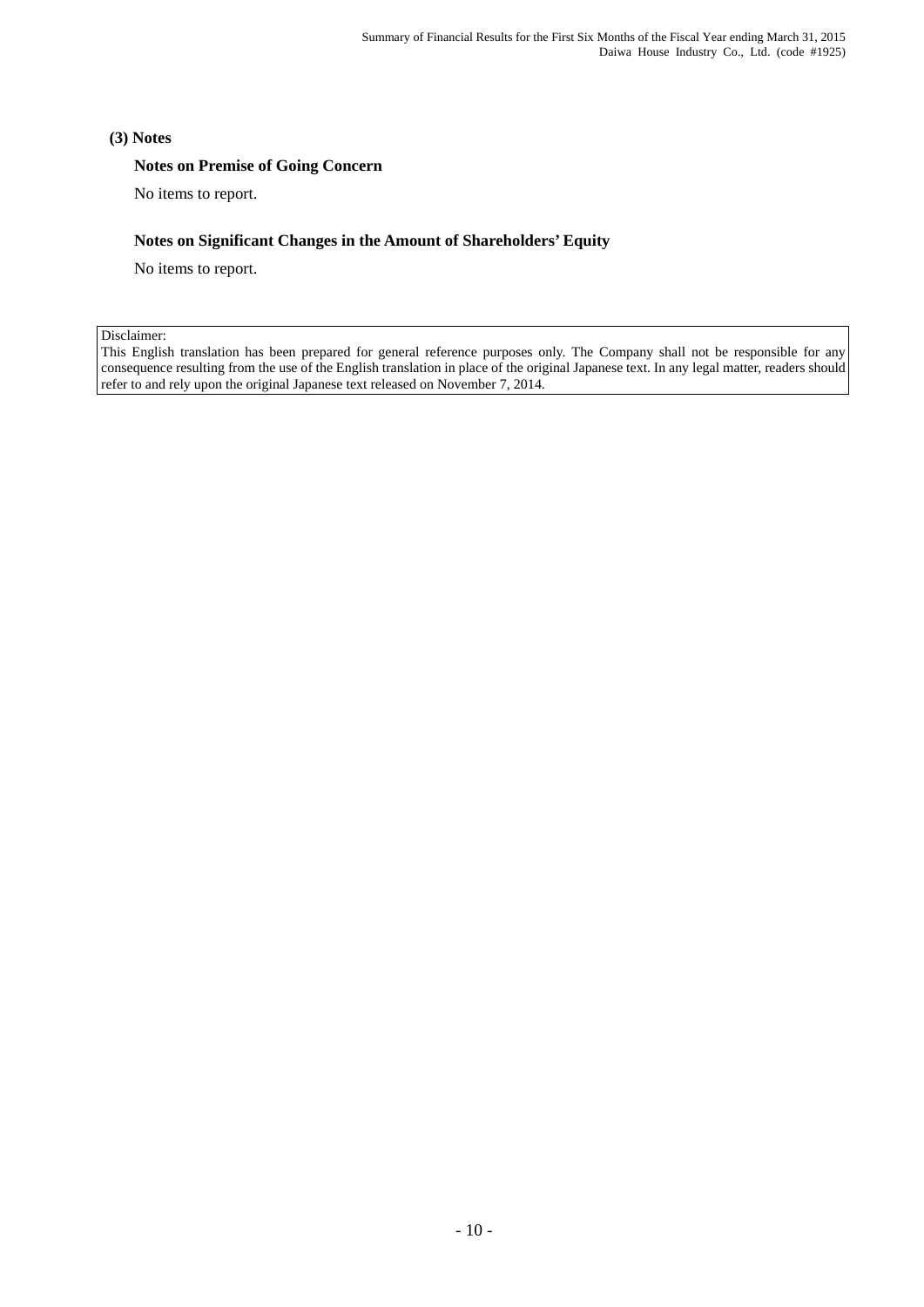### (3) Notes

**Notes on Premise of Going Concern**

No items to report.

**Notes on Significant Changes in the Amount of Shareholders' Equity**

No items to report.

Disclaimer:
This English translation has been prepared for general reference purposes only. The Company shall not be responsible for any consequence resulting from the use of the English translation in place of the original Japanese text. In any legal matter, readers should refer to and rely upon the original Japanese text released on November 7, 2014.